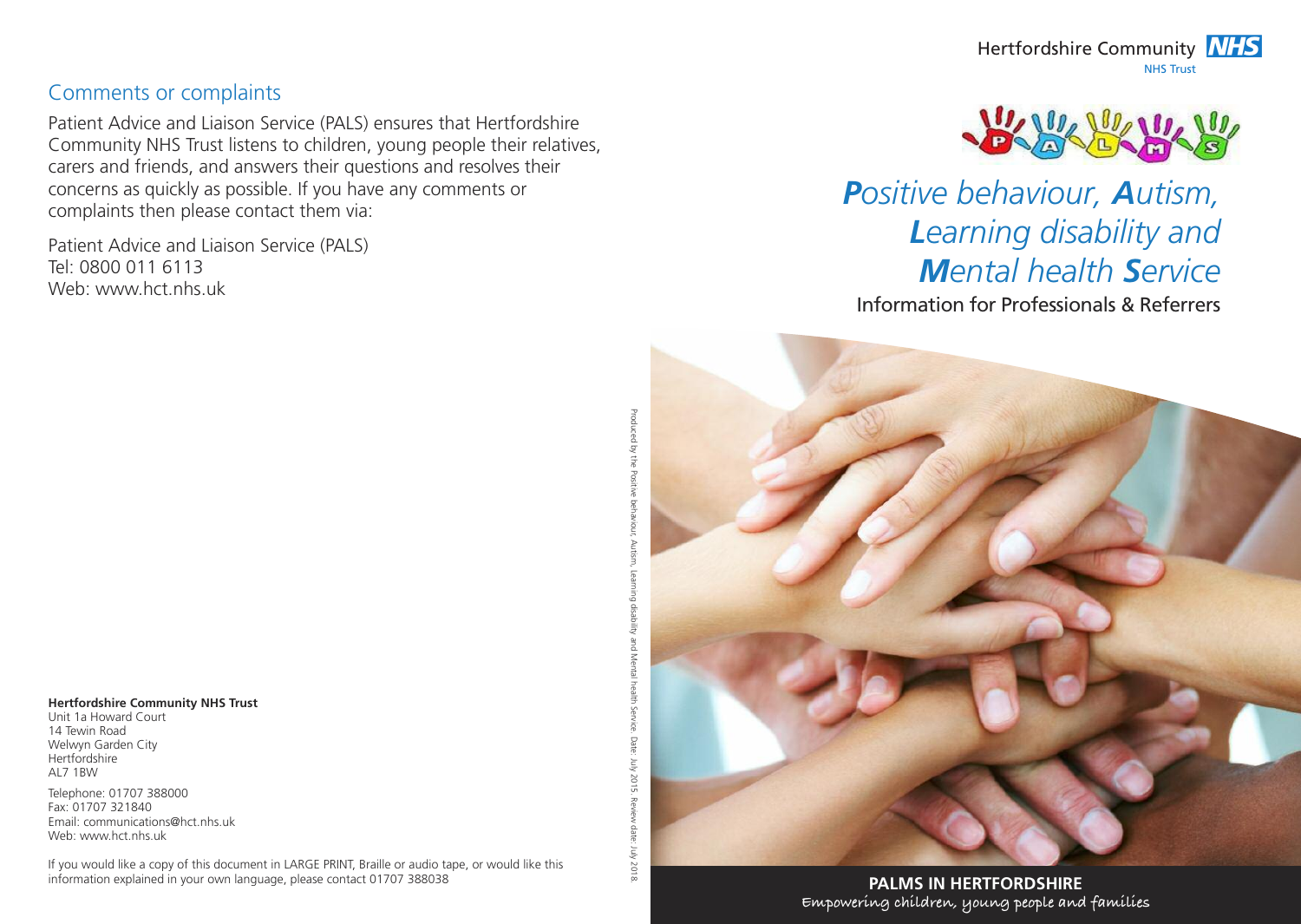## Comments or complaints

Patient Advice and Liaison Service (PALS) ensures that Hertfordshire Community NHS Trust listens to children, young people their relatives, carers and friends, and answers their questions and resolves their concerns as quickly as possible. If you have any comments or complaints then please contact them via:

Patient Advice and Liaison Service (PALS)
Tel: 0800 011 6113
Web: www.hct.nhs.uk

**Hertfordshire Community NHS Trust**
Unit 1a Howard Court
14 Tewin Road
Welwyn Garden City
Hertfordshire
AL7 1BW

Telephone: 01707 388000
Fax: 01707 321840
Email: communications@hct.nhs.uk
Web: www.hct.nhs.uk

If you would like a copy of this document in LARGE PRINT, Braille or audio tape, or would like this information explained in your own language, please contact 01707 388038

Produced by the Positive behaviour, Autism, Learning disability and Mental health Service. Date: July 2015. Review date: July 2018.

Hertfordshire Community NHS
NHS Trust

PALMS

# *Positive behaviour, Autism, Learning disability and Mental health Service*

Information for Professionals & Referrers

**PALMS IN HERTFORDSHIRE**
Empowering children, young people and families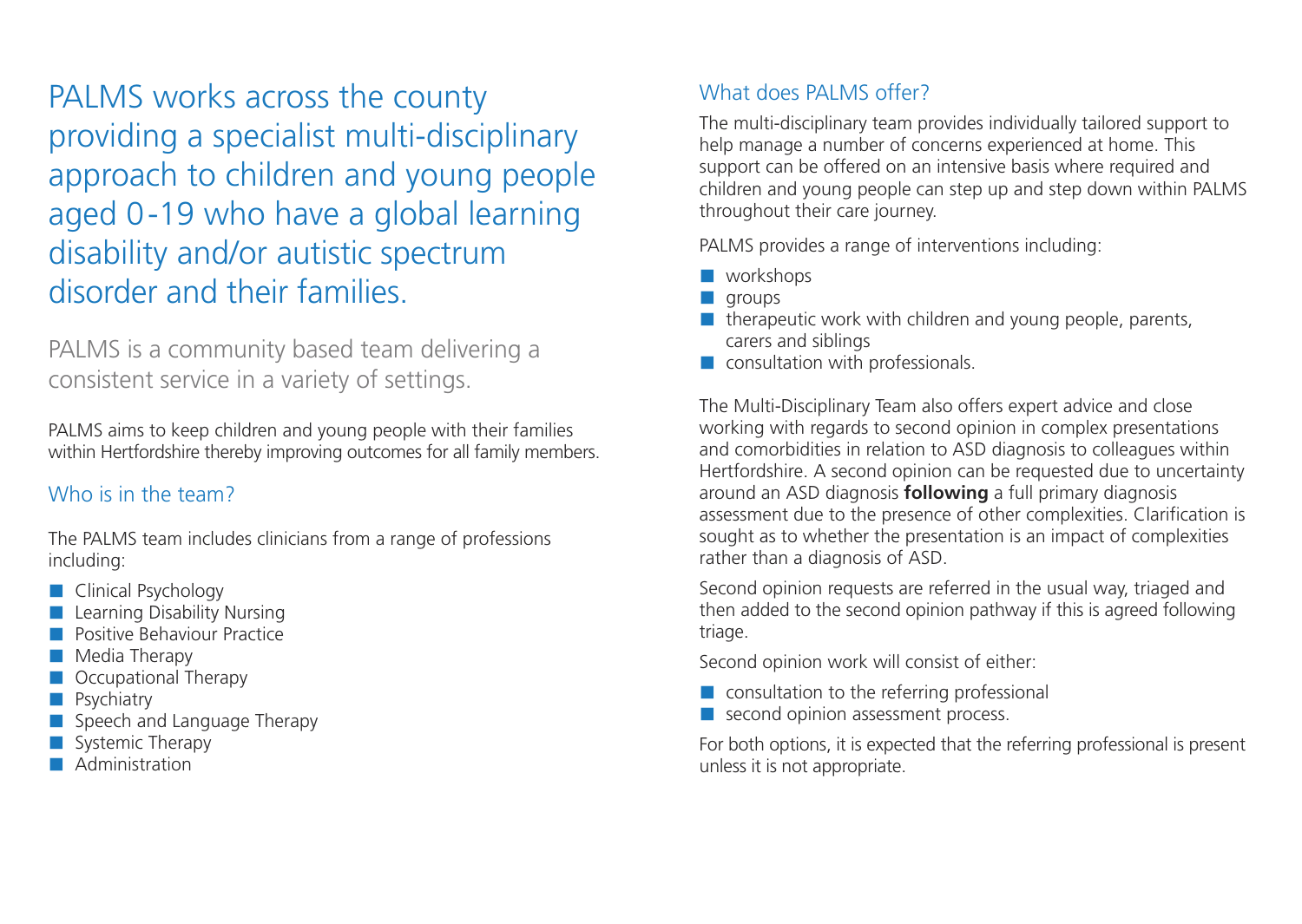# PALMS works across the county providing a specialist multi-disciplinary approach to children and young people aged 0-19 who have a global learning disability and/or autistic spectrum disorder and their families.

PALMS is a community based team delivering a consistent service in a variety of settings.

PALMS aims to keep children and young people with their families within Hertfordshire thereby improving outcomes for all family members.

## Who is in the team?

The PALMS team includes clinicians from a range of professions including:

- Clinical Psychology
- Learning Disability Nursing
- Positive Behaviour Practice
- Media Therapy
- Occupational Therapy
- Psychiatry
- Speech and Language Therapy
- Systemic Therapy
- Administration

## What does PALMS offer?

The multi-disciplinary team provides individually tailored support to help manage a number of concerns experienced at home. This support can be offered on an intensive basis where required and children and young people can step up and step down within PALMS throughout their care journey.

PALMS provides a range of interventions including:

- workshops
- groups
- therapeutic work with children and young people, parents, carers and siblings
- consultation with professionals.

The Multi-Disciplinary Team also offers expert advice and close working with regards to second opinion in complex presentations and comorbidities in relation to ASD diagnosis to colleagues within Hertfordshire. A second opinion can be requested due to uncertainty around an ASD diagnosis **following** a full primary diagnosis assessment due to the presence of other complexities. Clarification is sought as to whether the presentation is an impact of complexities rather than a diagnosis of ASD.

Second opinion requests are referred in the usual way, triaged and then added to the second opinion pathway if this is agreed following triage.

Second opinion work will consist of either:

- consultation to the referring professional
- second opinion assessment process.

For both options, it is expected that the referring professional is present unless it is not appropriate.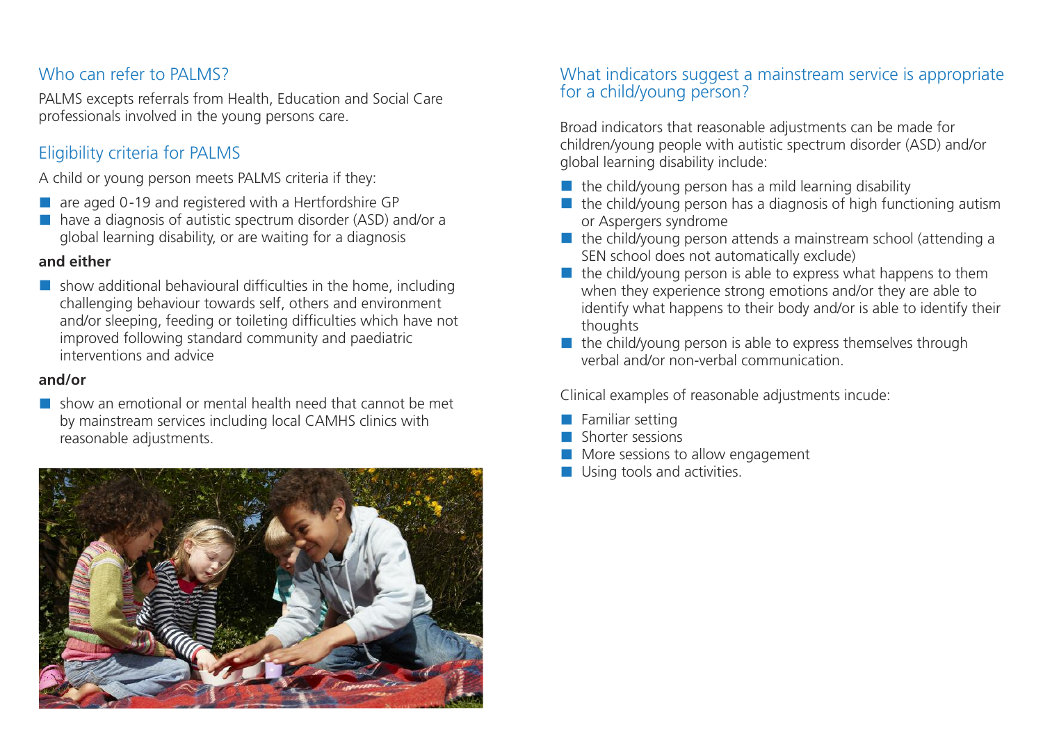## Who can refer to PALMS?

PALMS excepts referrals from Health, Education and Social Care professionals involved in the young persons care.

## Eligibility criteria for PALMS

A child or young person meets PALMS criteria if they:

- are aged 0-19 and registered with a Hertfordshire GP
- have a diagnosis of autistic spectrum disorder (ASD) and/or a global learning disability, or are waiting for a diagnosis

**and either**

- show additional behavioural difficulties in the home, including challenging behaviour towards self, others and environment and/or sleeping, feeding or toileting difficulties which have not improved following standard community and paediatric interventions and advice

**and/or**

- show an emotional or mental health need that cannot be met by mainstream services including local CAMHS clinics with reasonable adjustments.

## What indicators suggest a mainstream service is appropriate for a child/young person?

Broad indicators that reasonable adjustments can be made for children/young people with autistic spectrum disorder (ASD) and/or global learning disability include:

- the child/young person has a mild learning disability
- the child/young person has a diagnosis of high functioning autism or Aspergers syndrome
- the child/young person attends a mainstream school (attending a SEN school does not automatically exclude)
- the child/young person is able to express what happens to them when they experience strong emotions and/or they are able to identify what happens to their body and/or is able to identify their thoughts
- the child/young person is able to express themselves through verbal and/or non-verbal communication.

Clinical examples of reasonable adjustments incude:

- Familiar setting
- Shorter sessions
- More sessions to allow engagement
- Using tools and activities.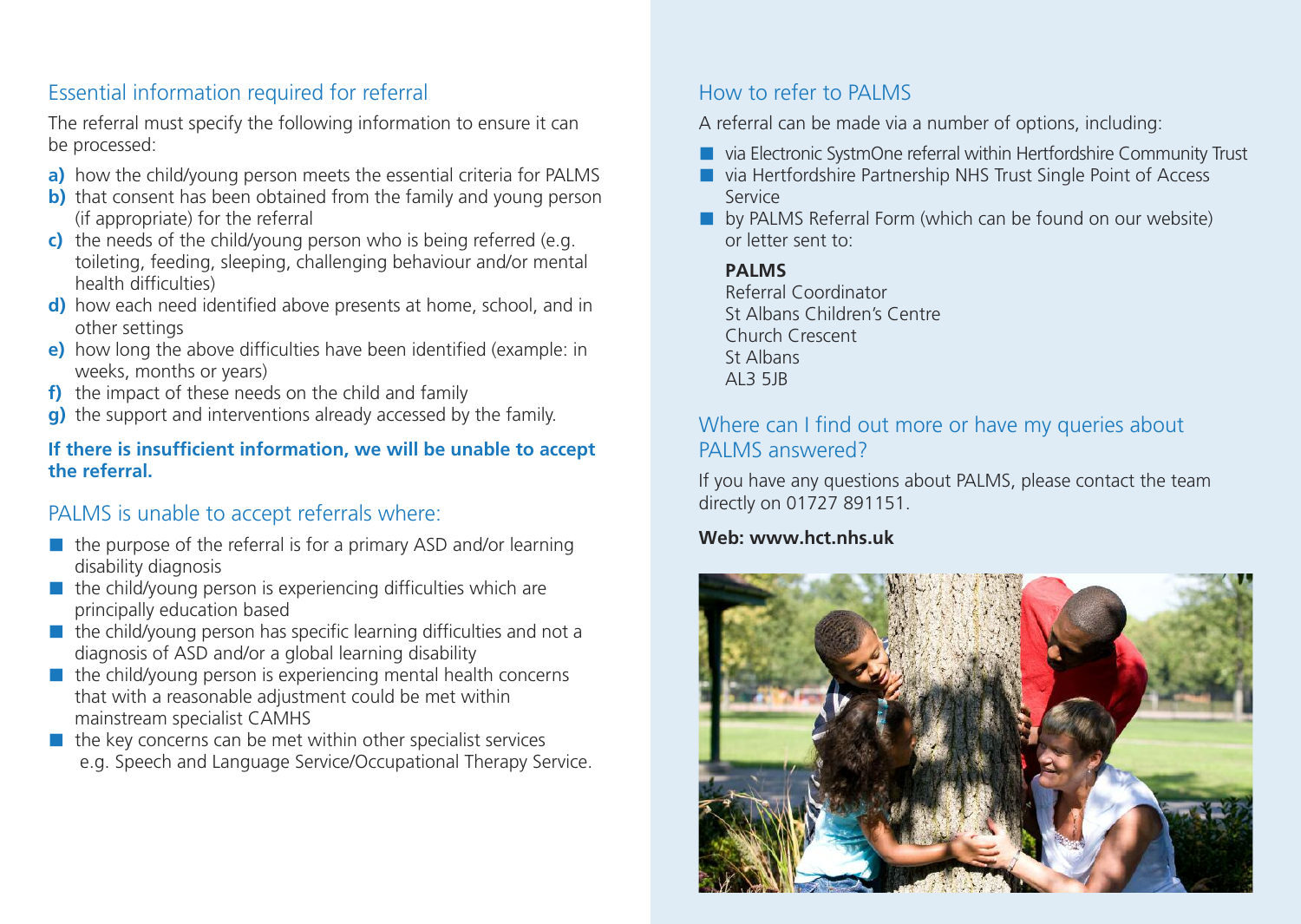## Essential information required for referral

The referral must specify the following information to ensure it can be processed:

**a)** how the child/young person meets the essential criteria for PALMS
**b)** that consent has been obtained from the family and young person (if appropriate) for the referral
**c)** the needs of the child/young person who is being referred (e.g. toileting, feeding, sleeping, challenging behaviour and/or mental health difficulties)
**d)** how each need identified above presents at home, school, and in other settings
**e)** how long the above difficulties have been identified (example: in weeks, months or years)
**f)** the impact of these needs on the child and family
**g)** the support and interventions already accessed by the family.

**If there is insufficient information, we will be unable to accept the referral.**

## PALMS is unable to accept referrals where:

- the purpose of the referral is for a primary ASD and/or learning disability diagnosis
- the child/young person is experiencing difficulties which are principally education based
- the child/young person has specific learning difficulties and not a diagnosis of ASD and/or a global learning disability
- the child/young person is experiencing mental health concerns that with a reasonable adjustment could be met within mainstream specialist CAMHS
- the key concerns can be met within other specialist services e.g. Speech and Language Service/Occupational Therapy Service.

## How to refer to PALMS

A referral can be made via a number of options, including:

- via Electronic SystmOne referral within Hertfordshire Community Trust
- via Hertfordshire Partnership NHS Trust Single Point of Access Service
- by PALMS Referral Form (which can be found on our website) or letter sent to:

**PALMS**
Referral Coordinator
St Albans Children's Centre
Church Crescent
St Albans
AL3 5JB

## Where can I find out more or have my queries about PALMS answered?

If you have any questions about PALMS, please contact the team directly on 01727 891151.

**Web: www.hct.nhs.uk**